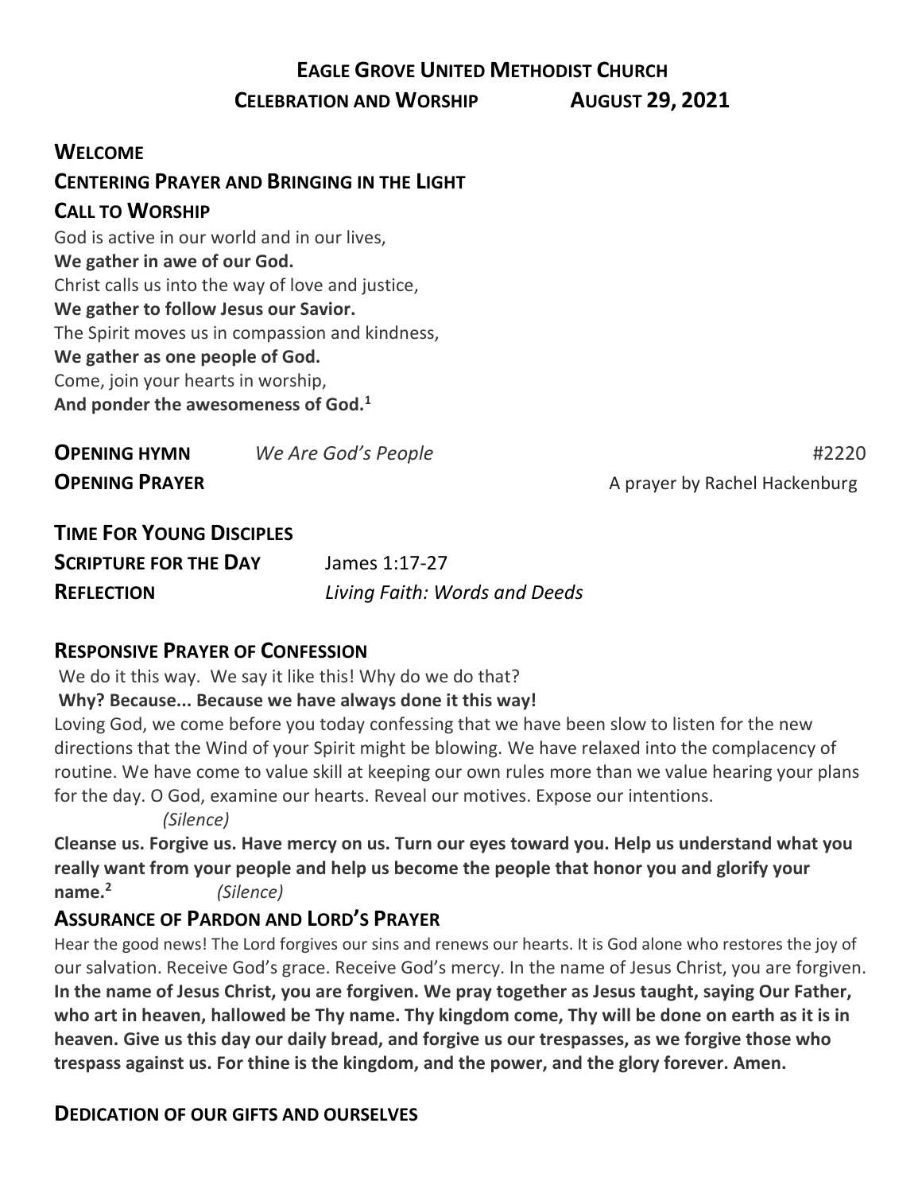# EAGLE GROVE UNITED METHODIST CHURCH

**CELEBRATION AND WORSHIP AUGUST 29, 2021**

## WELCOME

## CENTERING PRAYER AND BRINGING IN THE LIGHT

## CALL TO WORSHIP

God is active in our world and in our lives,
**We gather in awe of our God.**
Christ calls us into the way of love and justice,
**We gather to follow Jesus our Savior.**
The Spirit moves us in compassion and kindness,
**We gather as one people of God.**
Come, join your hearts in worship,
**And ponder the awesomeness of God.**[1]

**OPENING HYMN** *We Are God's People* #2220

**OPENING PRAYER** A prayer by Rachel Hackenburg

## TIME FOR YOUNG DISCIPLES

**SCRIPTURE FOR THE DAY** James 1:17-27

**REFLECTION** *Living Faith: Words and Deeds*

## RESPONSIVE PRAYER OF CONFESSION

We do it this way. We say it like this! Why do we do that?

**Why? Because... Because we have always done it this way!**

Loving God, we come before you today confessing that we have been slow to listen for the new directions that the Wind of your Spirit might be blowing. We have relaxed into the complacency of routine. We have come to value skill at keeping our own rules more than we value hearing your plans for the day. O God, examine our hearts. Reveal our motives. Expose our intentions.

*(Silence)*

**Cleanse us. Forgive us. Have mercy on us. Turn our eyes toward you. Help us understand what you really want from your people and help us become the people that honor you and glorify your name.**[2] *(Silence)*

## ASSURANCE OF PARDON AND LORD'S PRAYER

Hear the good news! The Lord forgives our sins and renews our hearts. It is God alone who restores the joy of our salvation. Receive God's grace. Receive God's mercy. In the name of Jesus Christ, you are forgiven.

**In the name of Jesus Christ, you are forgiven. We pray together as Jesus taught, saying Our Father, who art in heaven, hallowed be Thy name. Thy kingdom come, Thy will be done on earth as it is in heaven. Give us this day our daily bread, and forgive us our trespasses, as we forgive those who trespass against us. For thine is the kingdom, and the power, and the glory forever. Amen.**

## DEDICATION OF OUR GIFTS AND OURSELVES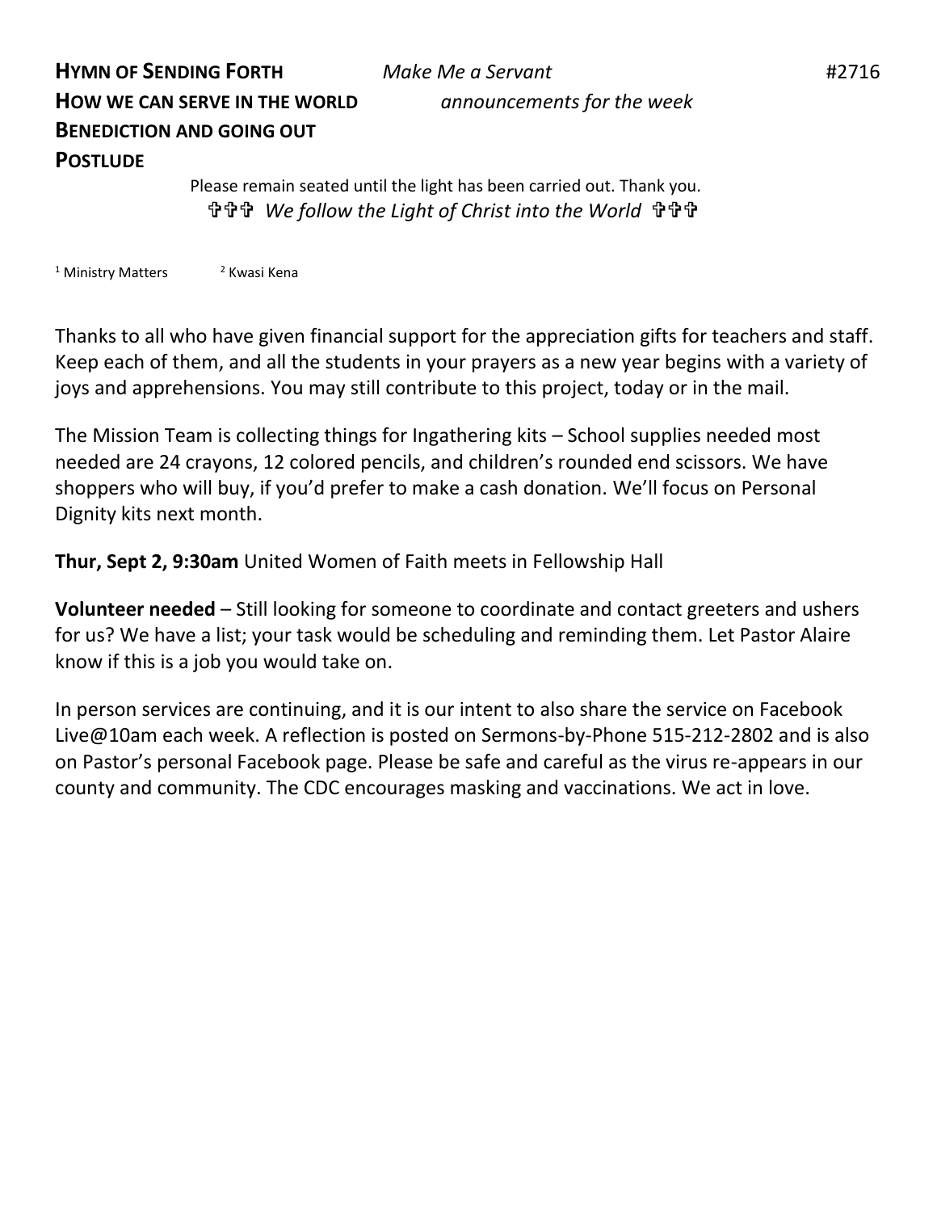**HYMN OF SENDING FORTH** *Make Me a Servant* #2716
**HOW WE CAN SERVE IN THE WORLD** *announcements for the week*
**BENEDICTION AND GOING OUT**
**POSTLUDE**

Please remain seated until the light has been carried out. Thank you.
✞✞✞ *We follow the Light of Christ into the World* ✞✞✞

[1] Ministry Matters [2] Kwasi Kena

Thanks to all who have given financial support for the appreciation gifts for teachers and staff. Keep each of them, and all the students in your prayers as a new year begins with a variety of joys and apprehensions. You may still contribute to this project, today or in the mail.

The Mission Team is collecting things for Ingathering kits – School supplies needed most needed are 24 crayons, 12 colored pencils, and children's rounded end scissors. We have shoppers who will buy, if you'd prefer to make a cash donation. We'll focus on Personal Dignity kits next month.

**Thur, Sept 2, 9:30am** United Women of Faith meets in Fellowship Hall

**Volunteer needed** – Still looking for someone to coordinate and contact greeters and ushers for us? We have a list; your task would be scheduling and reminding them. Let Pastor Alaire know if this is a job you would take on.

In person services are continuing, and it is our intent to also share the service on Facebook Live@10am each week. A reflection is posted on Sermons-by-Phone 515-212-2802 and is also on Pastor's personal Facebook page. Please be safe and careful as the virus re-appears in our county and community. The CDC encourages masking and vaccinations. We act in love.